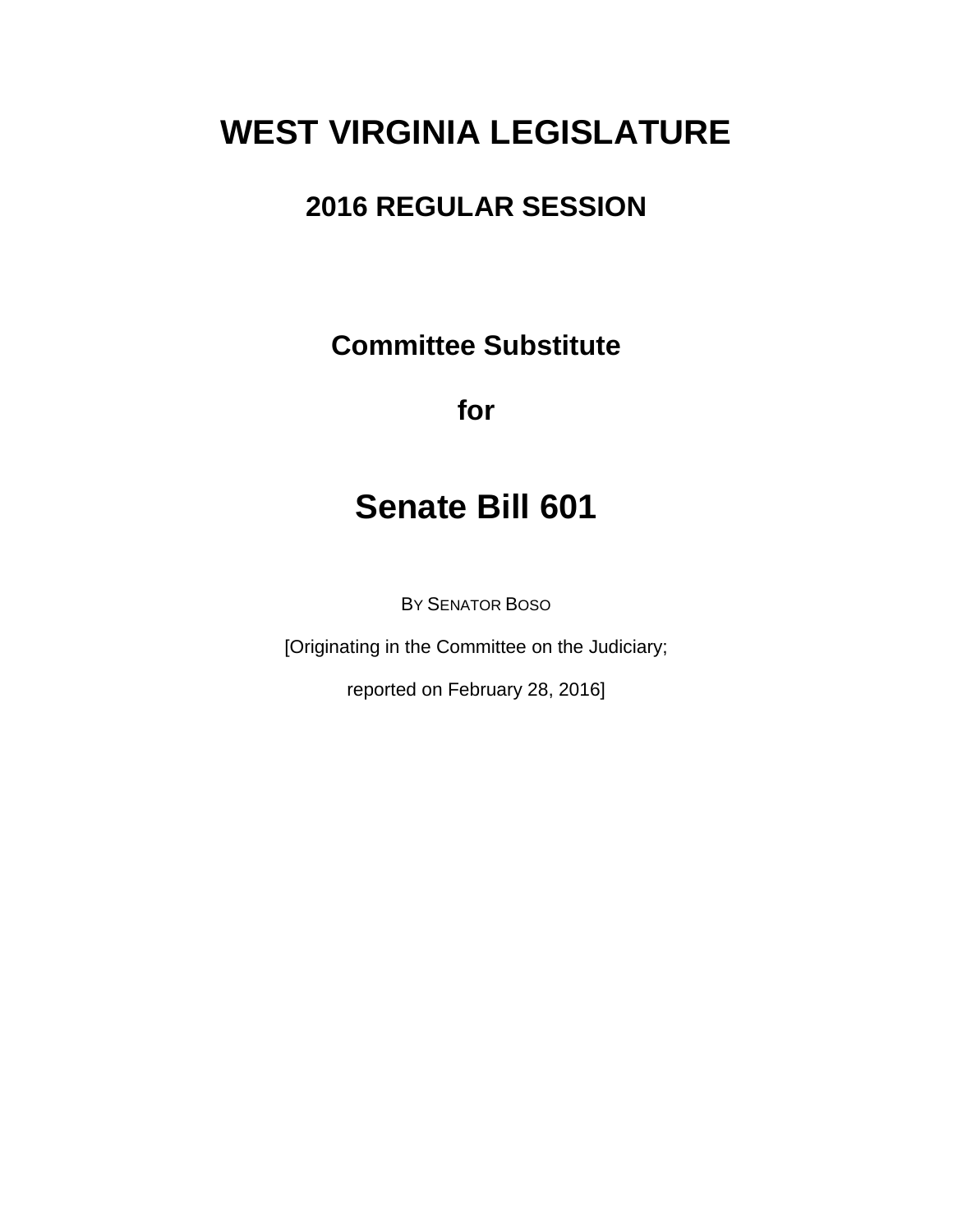# WEST VIRGINIA LEGISLATURE

## 2016 REGULAR SESSION

### Committee Substitute

### for

# Senate Bill 601

BY SENATOR BOSO

[Originating in the Committee on the Judiciary;

reported on February 28, 2016]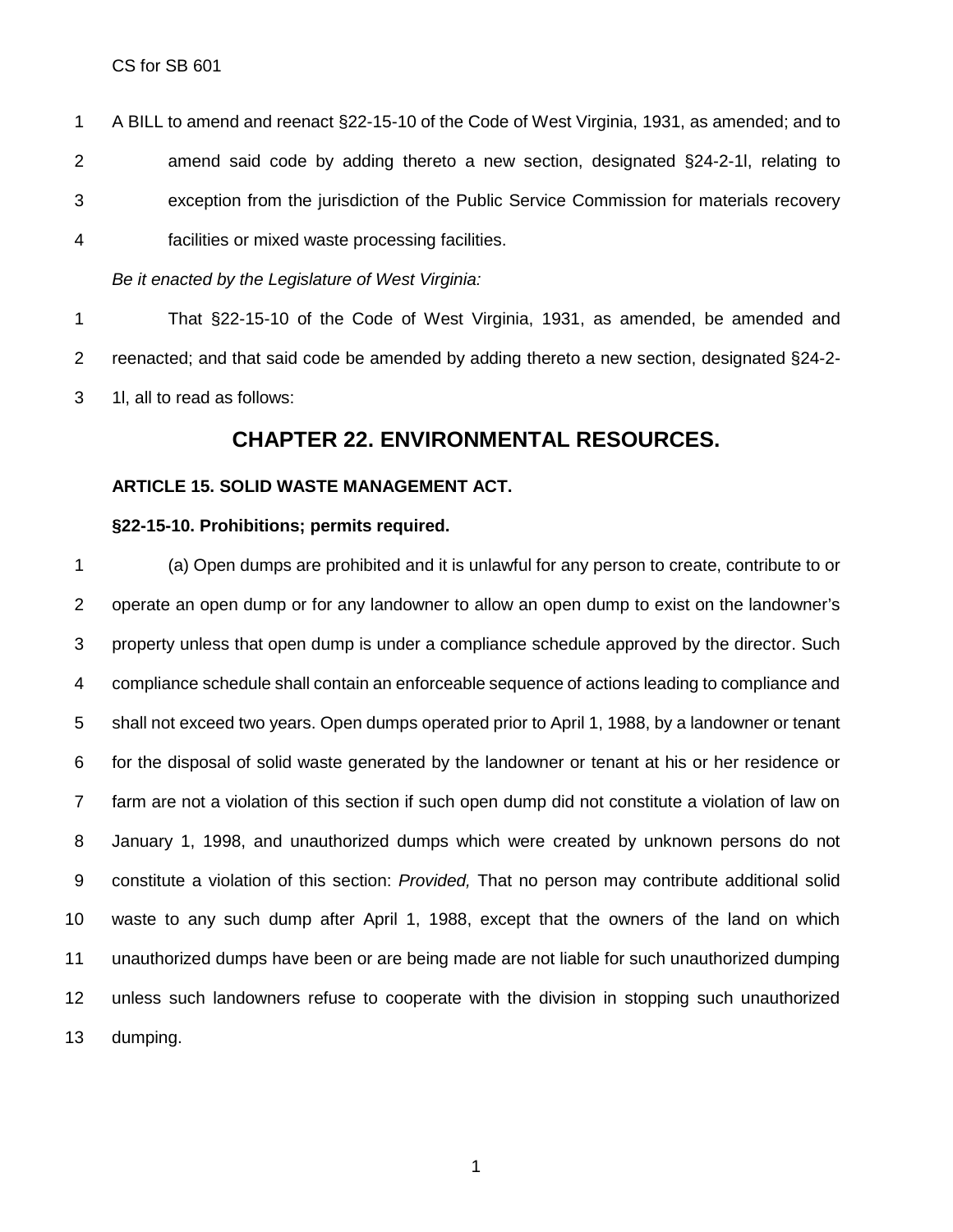CS for SB 601

A BILL to amend and reenact §22-15-10 of the Code of West Virginia, 1931, as amended; and to amend said code by adding thereto a new section, designated §24-2-1l, relating to exception from the jurisdiction of the Public Service Commission for materials recovery facilities or mixed waste processing facilities.

*Be it enacted by the Legislature of West Virginia:*

That §22-15-10 of the Code of West Virginia, 1931, as amended, be amended and reenacted; and that said code be amended by adding thereto a new section, designated §24-2-1l, all to read as follows:

# CHAPTER 22. ENVIRONMENTAL RESOURCES.

### ARTICLE 15. SOLID WASTE MANAGEMENT ACT.

### §22-15-10. Prohibitions; permits required.

(a) Open dumps are prohibited and it is unlawful for any person to create, contribute to or operate an open dump or for any landowner to allow an open dump to exist on the landowner's property unless that open dump is under a compliance schedule approved by the director. Such compliance schedule shall contain an enforceable sequence of actions leading to compliance and shall not exceed two years. Open dumps operated prior to April 1, 1988, by a landowner or tenant for the disposal of solid waste generated by the landowner or tenant at his or her residence or farm are not a violation of this section if such open dump did not constitute a violation of law on January 1, 1998, and unauthorized dumps which were created by unknown persons do not constitute a violation of this section: *Provided,* That no person may contribute additional solid waste to any such dump after April 1, 1988, except that the owners of the land on which unauthorized dumps have been or are being made are not liable for such unauthorized dumping unless such landowners refuse to cooperate with the division in stopping such unauthorized dumping.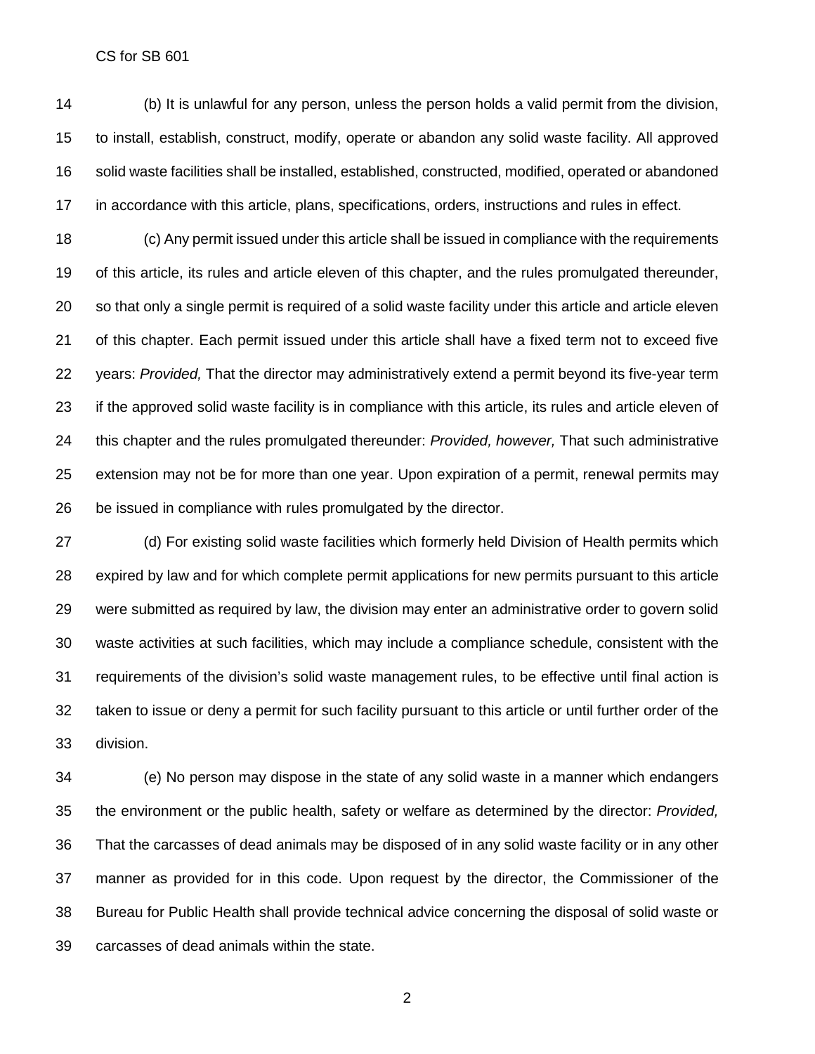(b) It is unlawful for any person, unless the person holds a valid permit from the division, to install, establish, construct, modify, operate or abandon any solid waste facility. All approved solid waste facilities shall be installed, established, constructed, modified, operated or abandoned in accordance with this article, plans, specifications, orders, instructions and rules in effect.

(c) Any permit issued under this article shall be issued in compliance with the requirements of this article, its rules and article eleven of this chapter, and the rules promulgated thereunder, so that only a single permit is required of a solid waste facility under this article and article eleven of this chapter. Each permit issued under this article shall have a fixed term not to exceed five years: *Provided,* That the director may administratively extend a permit beyond its five-year term if the approved solid waste facility is in compliance with this article, its rules and article eleven of this chapter and the rules promulgated thereunder: *Provided, however,* That such administrative extension may not be for more than one year. Upon expiration of a permit, renewal permits may be issued in compliance with rules promulgated by the director.

(d) For existing solid waste facilities which formerly held Division of Health permits which expired by law and for which complete permit applications for new permits pursuant to this article were submitted as required by law, the division may enter an administrative order to govern solid waste activities at such facilities, which may include a compliance schedule, consistent with the requirements of the division's solid waste management rules, to be effective until final action is taken to issue or deny a permit for such facility pursuant to this article or until further order of the division.

(e) No person may dispose in the state of any solid waste in a manner which endangers the environment or the public health, safety or welfare as determined by the director: *Provided,* That the carcasses of dead animals may be disposed of in any solid waste facility or in any other manner as provided for in this code. Upon request by the director, the Commissioner of the Bureau for Public Health shall provide technical advice concerning the disposal of solid waste or carcasses of dead animals within the state.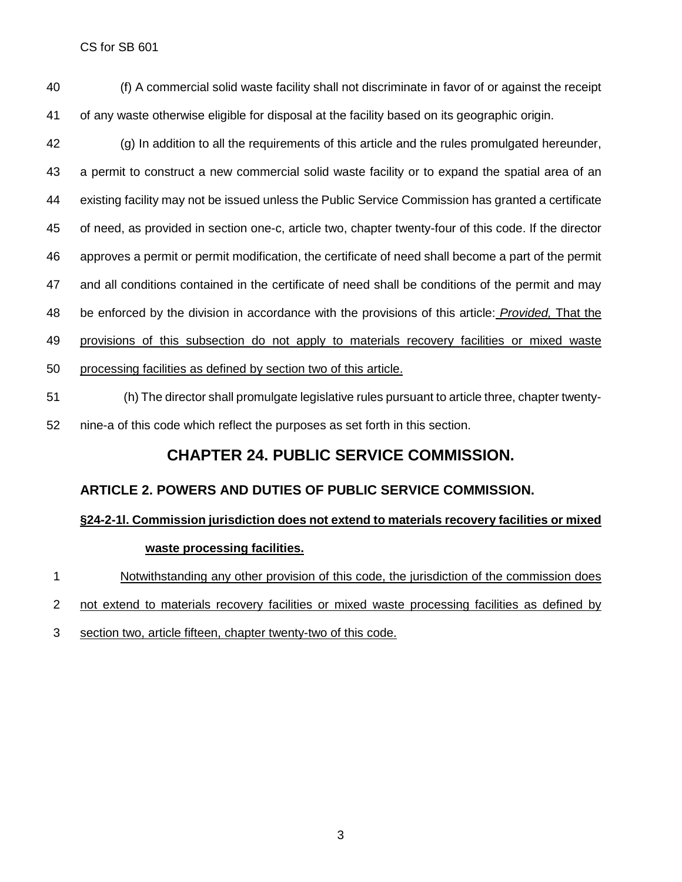(f) A commercial solid waste facility shall not discriminate in favor of or against the receipt of any waste otherwise eligible for disposal at the facility based on its geographic origin.

(g) In addition to all the requirements of this article and the rules promulgated hereunder, a permit to construct a new commercial solid waste facility or to expand the spatial area of an existing facility may not be issued unless the Public Service Commission has granted a certificate of need, as provided in section one-c, article two, chapter twenty-four of this code. If the director approves a permit or permit modification, the certificate of need shall become a part of the permit and all conditions contained in the certificate of need shall be conditions of the permit and may be enforced by the division in accordance with the provisions of this article: *Provided,* That the provisions of this subsection do not apply to materials recovery facilities or mixed waste processing facilities as defined by section two of this article.

(h) The director shall promulgate legislative rules pursuant to article three, chapter twenty-nine-a of this code which reflect the purposes as set forth in this section.

# CHAPTER 24. PUBLIC SERVICE COMMISSION.

## ARTICLE 2. POWERS AND DUTIES OF PUBLIC SERVICE COMMISSION.

### §24-2-1l. Commission jurisdiction does not extend to materials recovery facilities or mixed waste processing facilities.

Notwithstanding any other provision of this code, the jurisdiction of the commission does not extend to materials recovery facilities or mixed waste processing facilities as defined by section two, article fifteen, chapter twenty-two of this code.